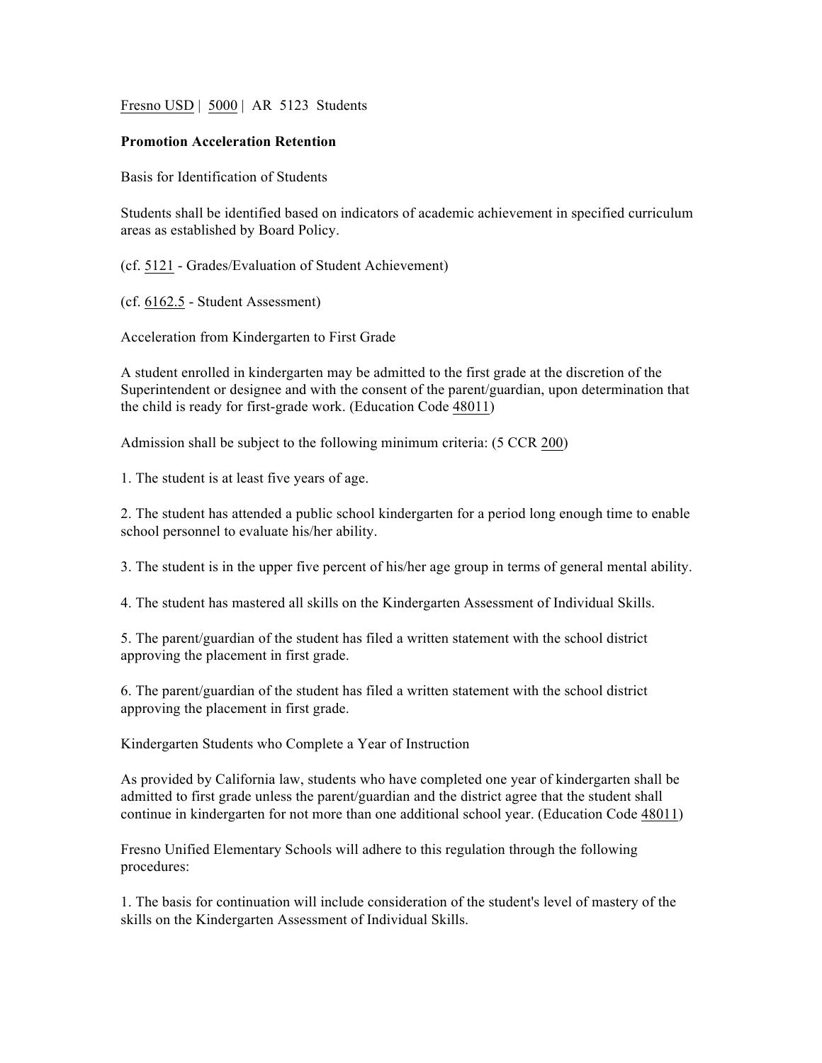Fresno USD | 5000 | AR 5123 Students

**Promotion Acceleration Retention**

Basis for Identification of Students

Students shall be identified based on indicators of academic achievement in specified curriculum areas as established by Board Policy.

(cf. 5121 - Grades/Evaluation of Student Achievement)

(cf. 6162.5 - Student Assessment)

Acceleration from Kindergarten to First Grade

A student enrolled in kindergarten may be admitted to the first grade at the discretion of the Superintendent or designee and with the consent of the parent/guardian, upon determination that the child is ready for first-grade work. (Education Code 48011)

Admission shall be subject to the following minimum criteria: (5 CCR 200)

1. The student is at least five years of age.

2. The student has attended a public school kindergarten for a period long enough time to enable school personnel to evaluate his/her ability.

3. The student is in the upper five percent of his/her age group in terms of general mental ability.

4. The student has mastered all skills on the Kindergarten Assessment of Individual Skills.

5. The parent/guardian of the student has filed a written statement with the school district approving the placement in first grade.

6. The parent/guardian of the student has filed a written statement with the school district approving the placement in first grade.

Kindergarten Students who Complete a Year of Instruction

As provided by California law, students who have completed one year of kindergarten shall be admitted to first grade unless the parent/guardian and the district agree that the student shall continue in kindergarten for not more than one additional school year. (Education Code 48011)

Fresno Unified Elementary Schools will adhere to this regulation through the following procedures:

1. The basis for continuation will include consideration of the student's level of mastery of the skills on the Kindergarten Assessment of Individual Skills.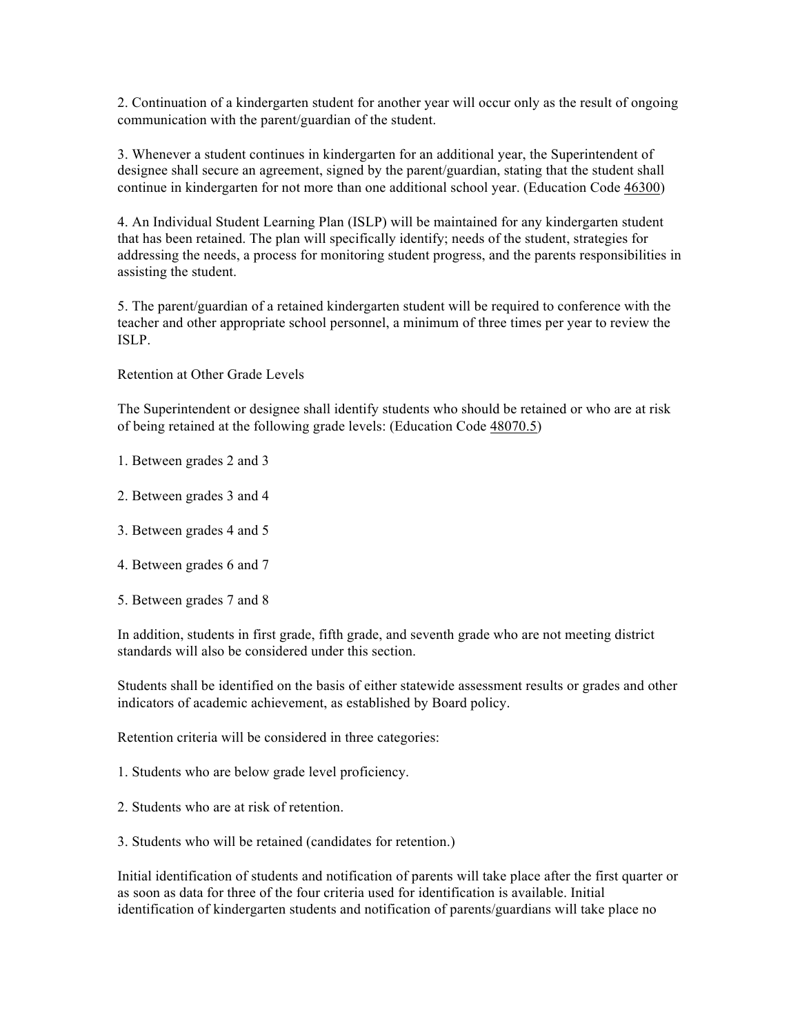2. Continuation of a kindergarten student for another year will occur only as the result of ongoing communication with the parent/guardian of the student.

3. Whenever a student continues in kindergarten for an additional year, the Superintendent of designee shall secure an agreement, signed by the parent/guardian, stating that the student shall continue in kindergarten for not more than one additional school year. (Education Code 46300)

4. An Individual Student Learning Plan (ISLP) will be maintained for any kindergarten student that has been retained. The plan will specifically identify; needs of the student, strategies for addressing the needs, a process for monitoring student progress, and the parents responsibilities in assisting the student.

5. The parent/guardian of a retained kindergarten student will be required to conference with the teacher and other appropriate school personnel, a minimum of three times per year to review the ISLP.

Retention at Other Grade Levels

The Superintendent or designee shall identify students who should be retained or who are at risk of being retained at the following grade levels: (Education Code 48070.5)

1. Between grades 2 and 3

2. Between grades 3 and 4

3. Between grades 4 and 5

4. Between grades 6 and 7

5. Between grades 7 and 8

In addition, students in first grade, fifth grade, and seventh grade who are not meeting district standards will also be considered under this section.

Students shall be identified on the basis of either statewide assessment results or grades and other indicators of academic achievement, as established by Board policy.

Retention criteria will be considered in three categories:

1. Students who are below grade level proficiency.

2. Students who are at risk of retention.

3. Students who will be retained (candidates for retention.)

Initial identification of students and notification of parents will take place after the first quarter or as soon as data for three of the four criteria used for identification is available. Initial identification of kindergarten students and notification of parents/guardians will take place no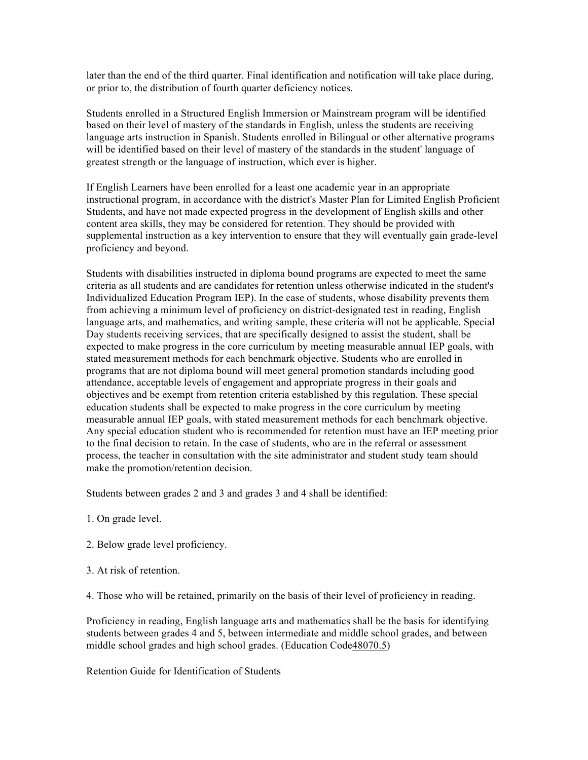later than the end of the third quarter. Final identification and notification will take place during, or prior to, the distribution of fourth quarter deficiency notices.

Students enrolled in a Structured English Immersion or Mainstream program will be identified based on their level of mastery of the standards in English, unless the students are receiving language arts instruction in Spanish. Students enrolled in Bilingual or other alternative programs will be identified based on their level of mastery of the standards in the student' language of greatest strength or the language of instruction, which ever is higher.

If English Learners have been enrolled for a least one academic year in an appropriate instructional program, in accordance with the district's Master Plan for Limited English Proficient Students, and have not made expected progress in the development of English skills and other content area skills, they may be considered for retention. They should be provided with supplemental instruction as a key intervention to ensure that they will eventually gain grade-level proficiency and beyond.

Students with disabilities instructed in diploma bound programs are expected to meet the same criteria as all students and are candidates for retention unless otherwise indicated in the student's Individualized Education Program IEP). In the case of students, whose disability prevents them from achieving a minimum level of proficiency on district-designated test in reading, English language arts, and mathematics, and writing sample, these criteria will not be applicable. Special Day students receiving services, that are specifically designed to assist the student, shall be expected to make progress in the core curriculum by meeting measurable annual IEP goals, with stated measurement methods for each benchmark objective. Students who are enrolled in programs that are not diploma bound will meet general promotion standards including good attendance, acceptable levels of engagement and appropriate progress in their goals and objectives and be exempt from retention criteria established by this regulation. These special education students shall be expected to make progress in the core curriculum by meeting measurable annual IEP goals, with stated measurement methods for each benchmark objective. Any special education student who is recommended for retention must have an IEP meeting prior to the final decision to retain. In the case of students, who are in the referral or assessment process, the teacher in consultation with the site administrator and student study team should make the promotion/retention decision.

Students between grades 2 and 3 and grades 3 and 4 shall be identified:

1. On grade level.

2. Below grade level proficiency.

3. At risk of retention.

4. Those who will be retained, primarily on the basis of their level of proficiency in reading.

Proficiency in reading, English language arts and mathematics shall be the basis for identifying students between grades 4 and 5, between intermediate and middle school grades, and between middle school grades and high school grades. (Education Code48070.5)

Retention Guide for Identification of Students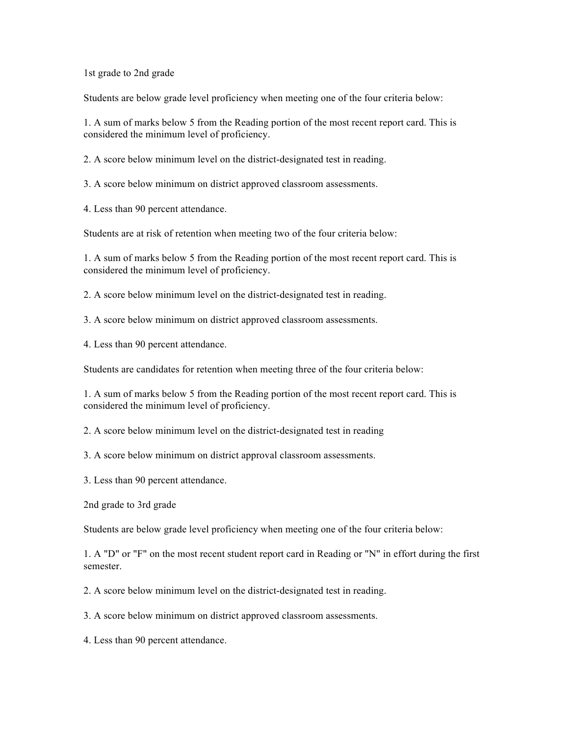1st grade to 2nd grade

Students are below grade level proficiency when meeting one of the four criteria below:

1. A sum of marks below 5 from the Reading portion of the most recent report card. This is considered the minimum level of proficiency.

2. A score below minimum level on the district-designated test in reading.

3. A score below minimum on district approved classroom assessments.

4. Less than 90 percent attendance.

Students are at risk of retention when meeting two of the four criteria below:

1. A sum of marks below 5 from the Reading portion of the most recent report card. This is considered the minimum level of proficiency.

2. A score below minimum level on the district-designated test in reading.

3. A score below minimum on district approved classroom assessments.

4. Less than 90 percent attendance.

Students are candidates for retention when meeting three of the four criteria below:

1. A sum of marks below 5 from the Reading portion of the most recent report card. This is considered the minimum level of proficiency.

2. A score below minimum level on the district-designated test in reading

3. A score below minimum on district approval classroom assessments.

3. Less than 90 percent attendance.

2nd grade to 3rd grade

Students are below grade level proficiency when meeting one of the four criteria below:

1. A "D" or "F" on the most recent student report card in Reading or "N" in effort during the first semester.

2. A score below minimum level on the district-designated test in reading.

3. A score below minimum on district approved classroom assessments.

4. Less than 90 percent attendance.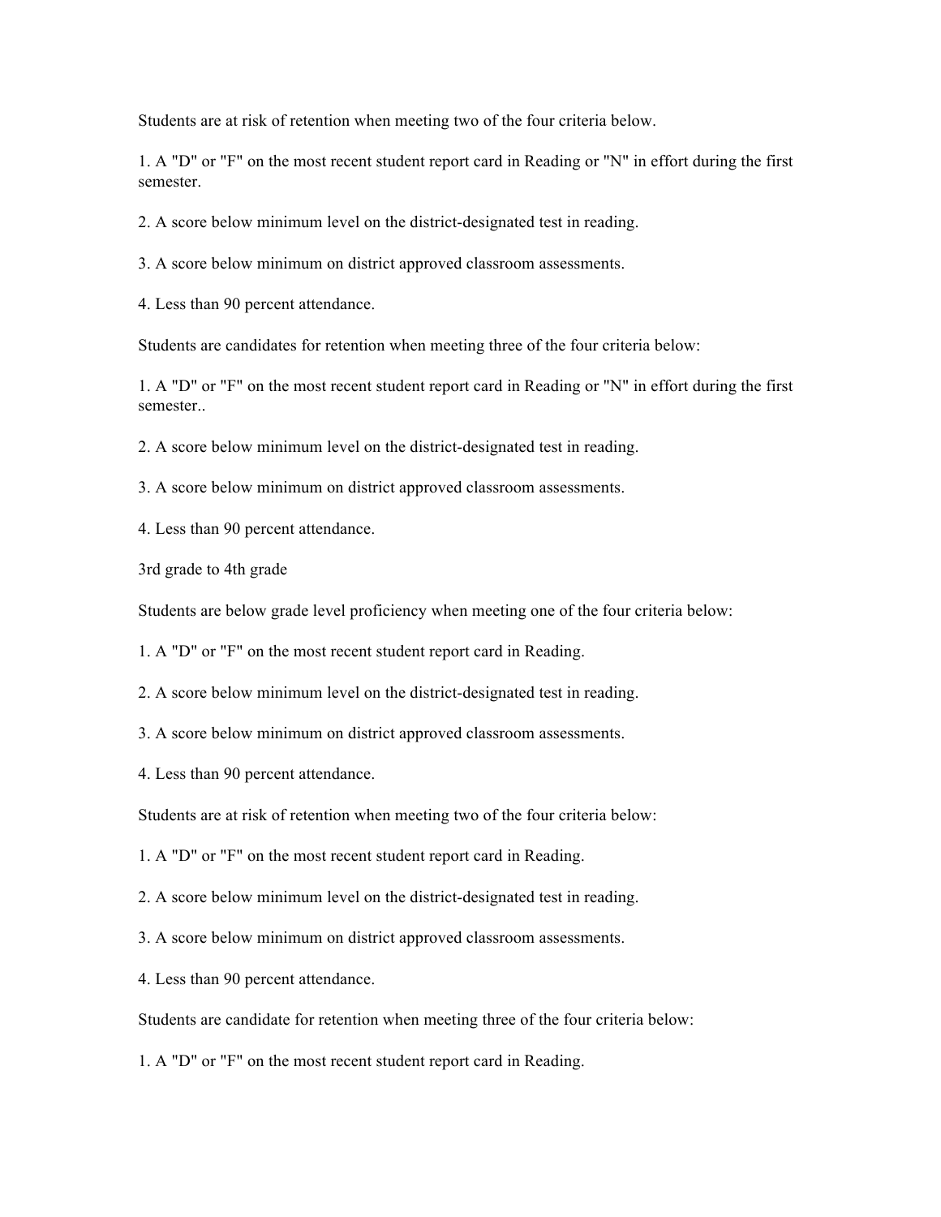Students are at risk of retention when meeting two of the four criteria below.

1. A "D" or "F" on the most recent student report card in Reading or "N" in effort during the first semester.

2. A score below minimum level on the district-designated test in reading.

3. A score below minimum on district approved classroom assessments.

4. Less than 90 percent attendance.

Students are candidates for retention when meeting three of the four criteria below:

1. A "D" or "F" on the most recent student report card in Reading or "N" in effort during the first semester..

2. A score below minimum level on the district-designated test in reading.

3. A score below minimum on district approved classroom assessments.

4. Less than 90 percent attendance.

3rd grade to 4th grade

Students are below grade level proficiency when meeting one of the four criteria below:

1. A "D" or "F" on the most recent student report card in Reading.

2. A score below minimum level on the district-designated test in reading.

3. A score below minimum on district approved classroom assessments.

4. Less than 90 percent attendance.

Students are at risk of retention when meeting two of the four criteria below:

1. A "D" or "F" on the most recent student report card in Reading.

2. A score below minimum level on the district-designated test in reading.

3. A score below minimum on district approved classroom assessments.

4. Less than 90 percent attendance.

Students are candidate for retention when meeting three of the four criteria below:

1. A "D" or "F" on the most recent student report card in Reading.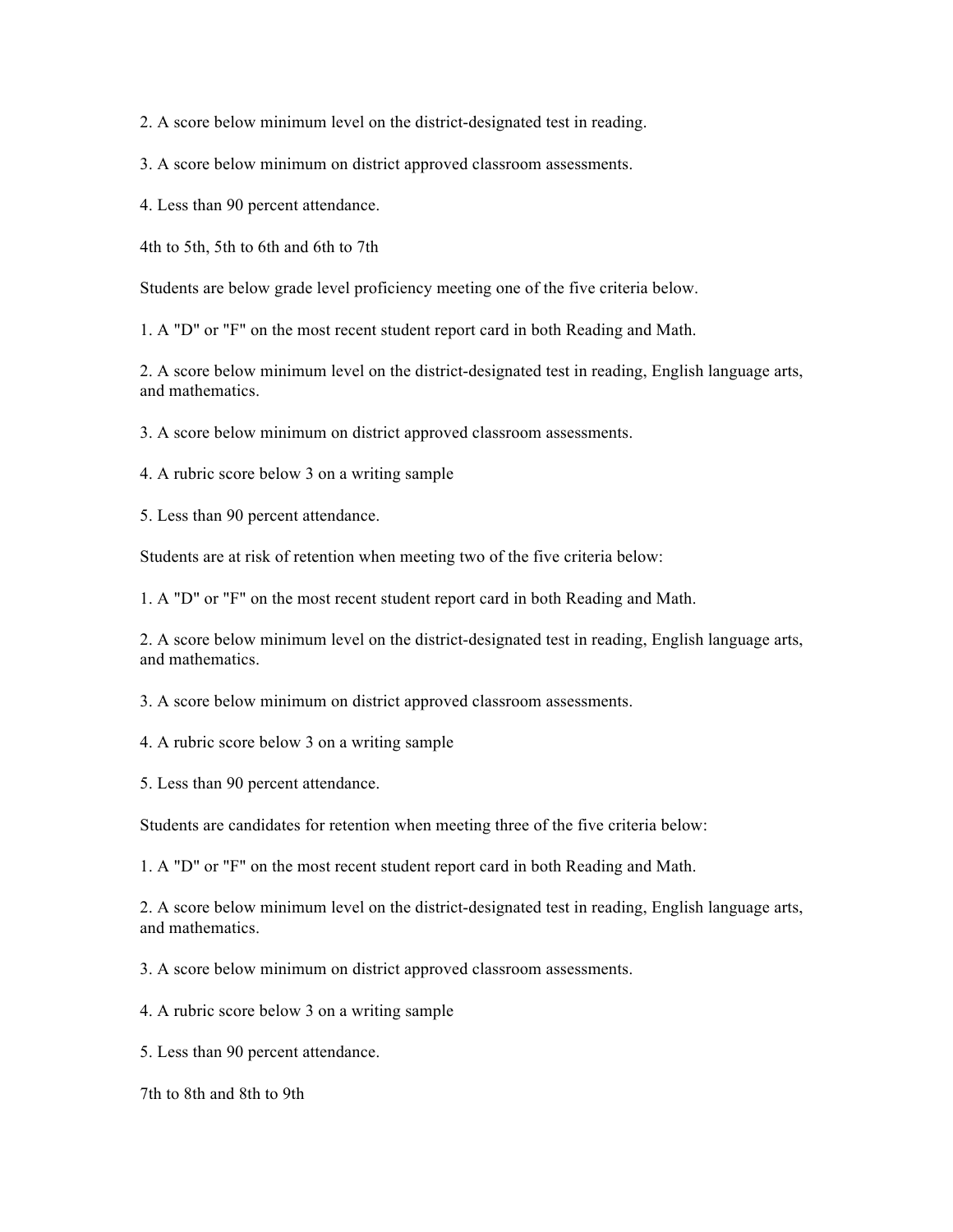2. A score below minimum level on the district-designated test in reading.

3. A score below minimum on district approved classroom assessments.

4. Less than 90 percent attendance.

4th to 5th, 5th to 6th and 6th to 7th

Students are below grade level proficiency meeting one of the five criteria below.

1. A "D" or "F" on the most recent student report card in both Reading and Math.

2. A score below minimum level on the district-designated test in reading, English language arts, and mathematics.

3. A score below minimum on district approved classroom assessments.

4. A rubric score below 3 on a writing sample

5. Less than 90 percent attendance.

Students are at risk of retention when meeting two of the five criteria below:

1. A "D" or "F" on the most recent student report card in both Reading and Math.

2. A score below minimum level on the district-designated test in reading, English language arts, and mathematics.

3. A score below minimum on district approved classroom assessments.

4. A rubric score below 3 on a writing sample

5. Less than 90 percent attendance.

Students are candidates for retention when meeting three of the five criteria below:

1. A "D" or "F" on the most recent student report card in both Reading and Math.

2. A score below minimum level on the district-designated test in reading, English language arts, and mathematics.

3. A score below minimum on district approved classroom assessments.

4. A rubric score below 3 on a writing sample

5. Less than 90 percent attendance.

7th to 8th and 8th to 9th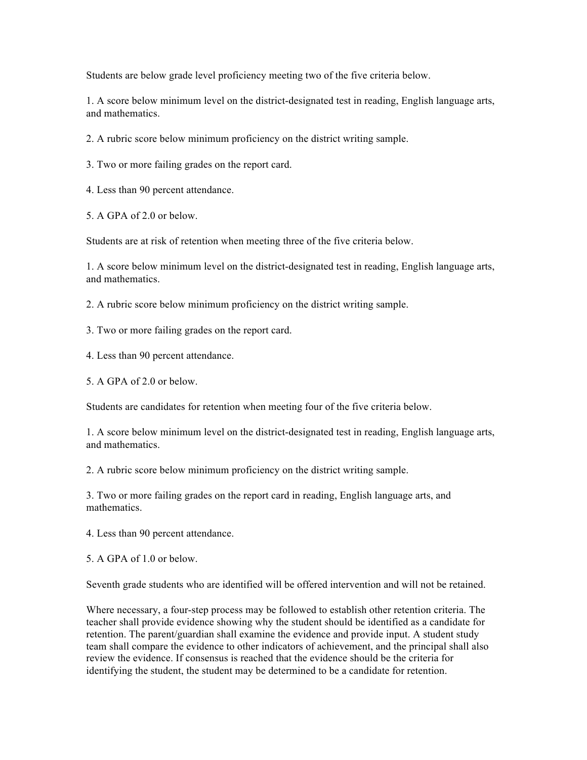Students are below grade level proficiency meeting two of the five criteria below.

1. A score below minimum level on the district-designated test in reading, English language arts, and mathematics.

2. A rubric score below minimum proficiency on the district writing sample.

3. Two or more failing grades on the report card.

4. Less than 90 percent attendance.

5. A GPA of 2.0 or below.

Students are at risk of retention when meeting three of the five criteria below.

1. A score below minimum level on the district-designated test in reading, English language arts, and mathematics.

2. A rubric score below minimum proficiency on the district writing sample.

3. Two or more failing grades on the report card.

4. Less than 90 percent attendance.

5. A GPA of 2.0 or below.

Students are candidates for retention when meeting four of the five criteria below.

1. A score below minimum level on the district-designated test in reading, English language arts, and mathematics.

2. A rubric score below minimum proficiency on the district writing sample.

3. Two or more failing grades on the report card in reading, English language arts, and mathematics.

4. Less than 90 percent attendance.

5. A GPA of 1.0 or below.

Seventh grade students who are identified will be offered intervention and will not be retained.

Where necessary, a four-step process may be followed to establish other retention criteria. The teacher shall provide evidence showing why the student should be identified as a candidate for retention. The parent/guardian shall examine the evidence and provide input. A student study team shall compare the evidence to other indicators of achievement, and the principal shall also review the evidence. If consensus is reached that the evidence should be the criteria for identifying the student, the student may be determined to be a candidate for retention.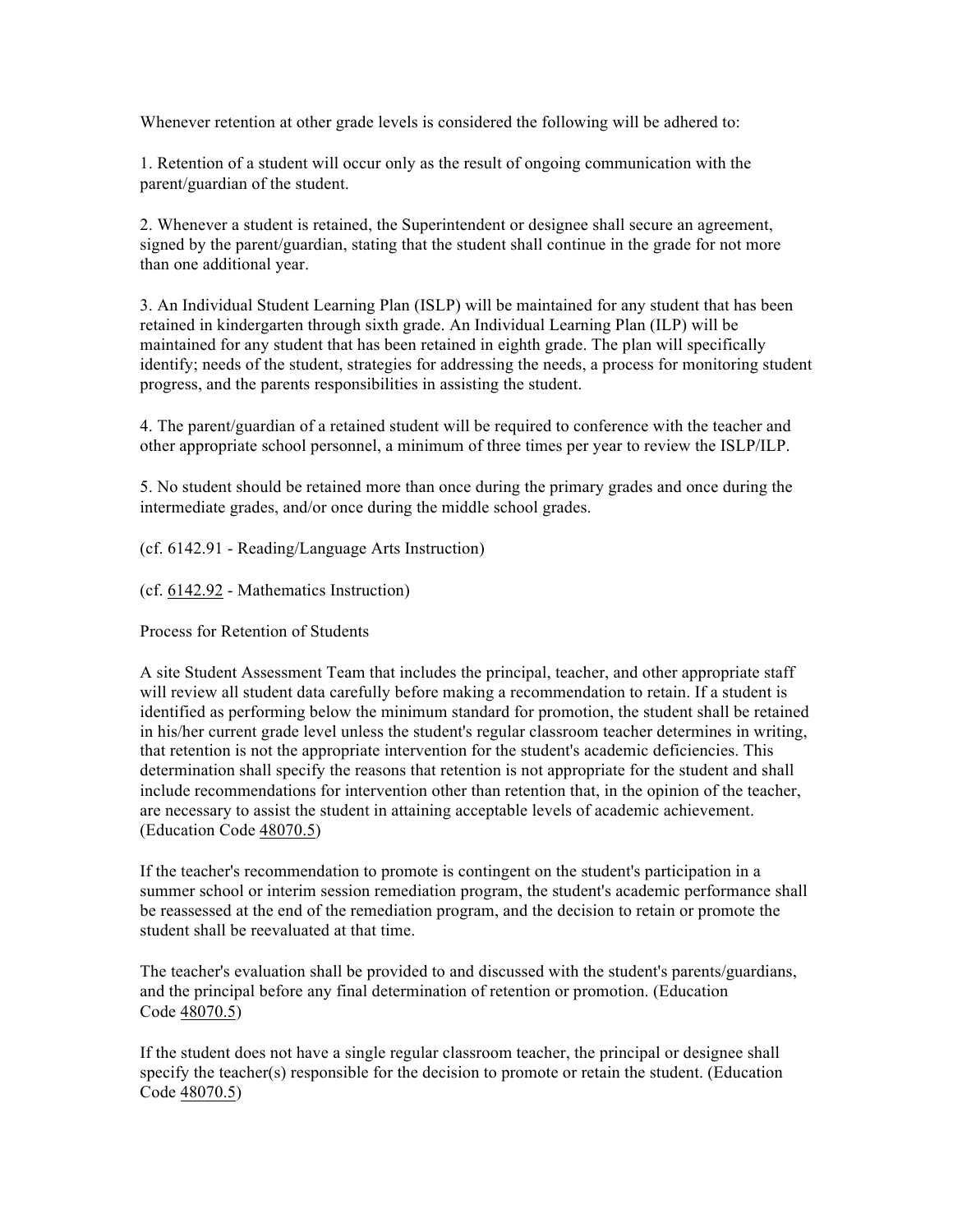Whenever retention at other grade levels is considered the following will be adhered to:

1. Retention of a student will occur only as the result of ongoing communication with the parent/guardian of the student.

2. Whenever a student is retained, the Superintendent or designee shall secure an agreement, signed by the parent/guardian, stating that the student shall continue in the grade for not more than one additional year.

3. An Individual Student Learning Plan (ISLP) will be maintained for any student that has been retained in kindergarten through sixth grade. An Individual Learning Plan (ILP) will be maintained for any student that has been retained in eighth grade. The plan will specifically identify; needs of the student, strategies for addressing the needs, a process for monitoring student progress, and the parents responsibilities in assisting the student.

4. The parent/guardian of a retained student will be required to conference with the teacher and other appropriate school personnel, a minimum of three times per year to review the ISLP/ILP.

5. No student should be retained more than once during the primary grades and once during the intermediate grades, and/or once during the middle school grades.

(cf. 6142.91 - Reading/Language Arts Instruction)

(cf. 6142.92 - Mathematics Instruction)

Process for Retention of Students

A site Student Assessment Team that includes the principal, teacher, and other appropriate staff will review all student data carefully before making a recommendation to retain. If a student is identified as performing below the minimum standard for promotion, the student shall be retained in his/her current grade level unless the student's regular classroom teacher determines in writing, that retention is not the appropriate intervention for the student's academic deficiencies. This determination shall specify the reasons that retention is not appropriate for the student and shall include recommendations for intervention other than retention that, in the opinion of the teacher, are necessary to assist the student in attaining acceptable levels of academic achievement. (Education Code 48070.5)

If the teacher's recommendation to promote is contingent on the student's participation in a summer school or interim session remediation program, the student's academic performance shall be reassessed at the end of the remediation program, and the decision to retain or promote the student shall be reevaluated at that time.

The teacher's evaluation shall be provided to and discussed with the student's parents/guardians, and the principal before any final determination of retention or promotion. (Education Code 48070.5)

If the student does not have a single regular classroom teacher, the principal or designee shall specify the teacher(s) responsible for the decision to promote or retain the student. (Education Code 48070.5)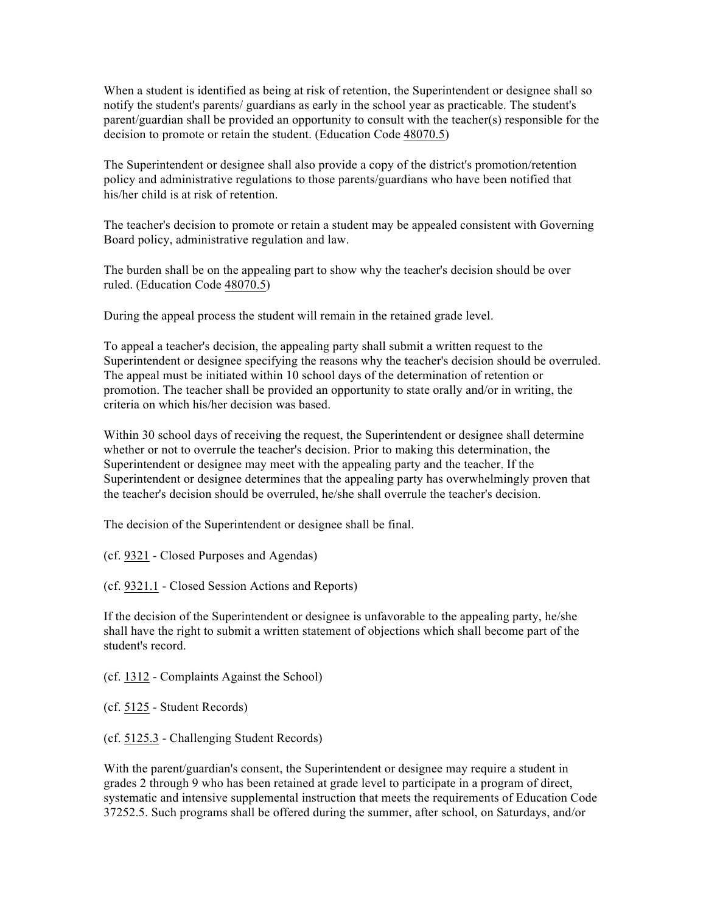When a student is identified as being at risk of retention, the Superintendent or designee shall so notify the student's parents/ guardians as early in the school year as practicable. The student's parent/guardian shall be provided an opportunity to consult with the teacher(s) responsible for the decision to promote or retain the student. (Education Code 48070.5)

The Superintendent or designee shall also provide a copy of the district's promotion/retention policy and administrative regulations to those parents/guardians who have been notified that his/her child is at risk of retention.

The teacher's decision to promote or retain a student may be appealed consistent with Governing Board policy, administrative regulation and law.

The burden shall be on the appealing part to show why the teacher's decision should be over ruled. (Education Code 48070.5)

During the appeal process the student will remain in the retained grade level.

To appeal a teacher's decision, the appealing party shall submit a written request to the Superintendent or designee specifying the reasons why the teacher's decision should be overruled. The appeal must be initiated within 10 school days of the determination of retention or promotion. The teacher shall be provided an opportunity to state orally and/or in writing, the criteria on which his/her decision was based.

Within 30 school days of receiving the request, the Superintendent or designee shall determine whether or not to overrule the teacher's decision. Prior to making this determination, the Superintendent or designee may meet with the appealing party and the teacher. If the Superintendent or designee determines that the appealing party has overwhelmingly proven that the teacher's decision should be overruled, he/she shall overrule the teacher's decision.

The decision of the Superintendent or designee shall be final.

(cf. 9321 - Closed Purposes and Agendas)

(cf. 9321.1 - Closed Session Actions and Reports)

If the decision of the Superintendent or designee is unfavorable to the appealing party, he/she shall have the right to submit a written statement of objections which shall become part of the student's record.

(cf. 1312 - Complaints Against the School)

(cf. 5125 - Student Records)

(cf. 5125.3 - Challenging Student Records)

With the parent/guardian's consent, the Superintendent or designee may require a student in grades 2 through 9 who has been retained at grade level to participate in a program of direct, systematic and intensive supplemental instruction that meets the requirements of Education Code 37252.5. Such programs shall be offered during the summer, after school, on Saturdays, and/or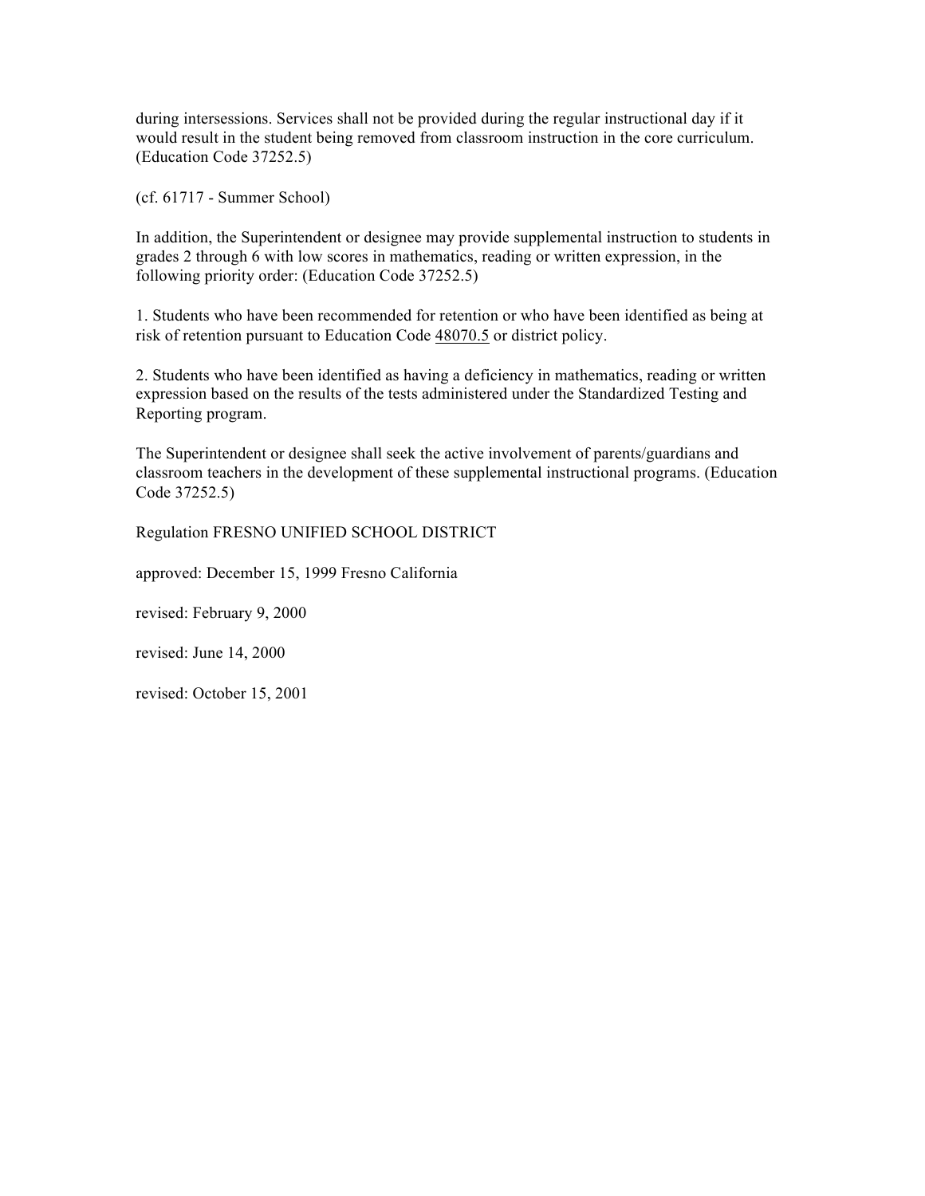during intersessions. Services shall not be provided during the regular instructional day if it would result in the student being removed from classroom instruction in the core curriculum. (Education Code 37252.5)

(cf. 61717 - Summer School)

In addition, the Superintendent or designee may provide supplemental instruction to students in grades 2 through 6 with low scores in mathematics, reading or written expression, in the following priority order: (Education Code 37252.5)

1. Students who have been recommended for retention or who have been identified as being at risk of retention pursuant to Education Code 48070.5 or district policy.

2. Students who have been identified as having a deficiency in mathematics, reading or written expression based on the results of the tests administered under the Standardized Testing and Reporting program.

The Superintendent or designee shall seek the active involvement of parents/guardians and classroom teachers in the development of these supplemental instructional programs. (Education Code 37252.5)

Regulation FRESNO UNIFIED SCHOOL DISTRICT

approved: December 15, 1999 Fresno California

revised: February 9, 2000

revised: June 14, 2000

revised: October 15, 2001